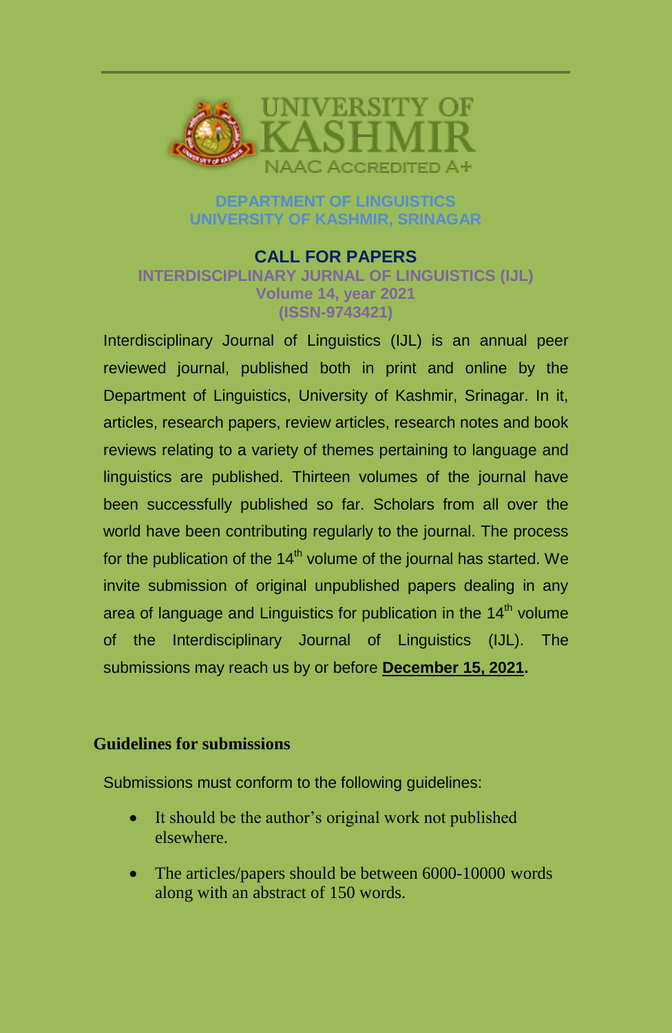UNIVERSITY OF KASHMIR

NAAC ACCREDITED A+

**DEPARTMENT OF LINGUISTICS**
**UNIVERSITY OF KASHMIR, SRINAGAR**

## CALL FOR PAPERS

**INTERDISCIPLINARY JOURNAL OF LINGUISTICS (IJL)**
**Volume 14, year 2021**
**(ISSN-9743421)**

Interdisciplinary Journal of Linguistics (IJL) is an annual peer reviewed journal, published both in print and online by the Department of Linguistics, University of Kashmir, Srinagar. In it, articles, research papers, review articles, research notes and book reviews relating to a variety of themes pertaining to language and linguistics are published. Thirteen volumes of the journal have been successfully published so far. Scholars from all over the world have been contributing regularly to the journal. The process for the publication of the 14th volume of the journal has started. We invite submission of original unpublished papers dealing in any area of language and Linguistics for publication in the 14th volume of the Interdisciplinary Journal of Linguistics (IJL). The submissions may reach us by or before **December 15, 2021.**

### Guidelines for submissions

Submissions must conform to the following guidelines:

- It should be the author's original work not published elsewhere.
- The articles/papers should be between 6000-10000 words along with an abstract of 150 words.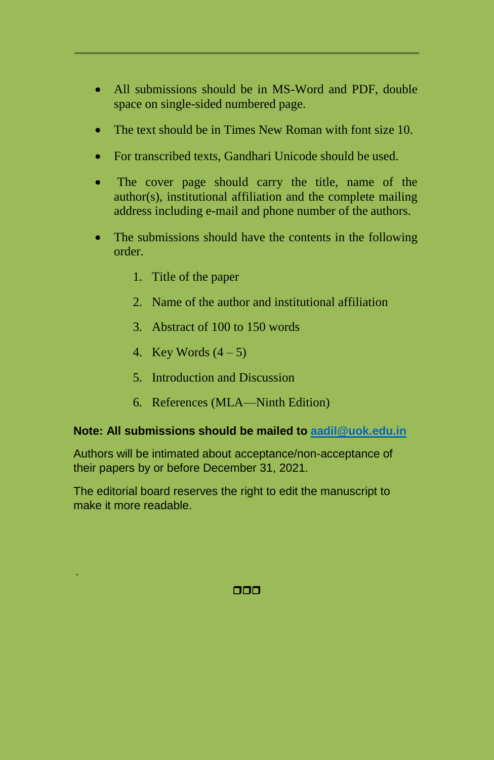- All submissions should be in MS-Word and PDF, double space on single-sided numbered page.
- The text should be in Times New Roman with font size 10.
- For transcribed texts, Gandhari Unicode should be used.
- The cover page should carry the title, name of the author(s), institutional affiliation and the complete mailing address including e-mail and phone number of the authors.
- The submissions should have the contents in the following order.

  1. Title of the paper
  2. Name of the author and institutional affiliation
  3. Abstract of 100 to 150 words
  4. Key Words (4 – 5)
  5. Introduction and Discussion
  6. References (MLA—Ninth Edition)

**Note: All submissions should be mailed to aadil@uok.edu.in**

Authors will be intimated about acceptance/non-acceptance of their papers by or before December 31, 2021.

The editorial board reserves the right to edit the manuscript to make it more readable.

❒❒❒